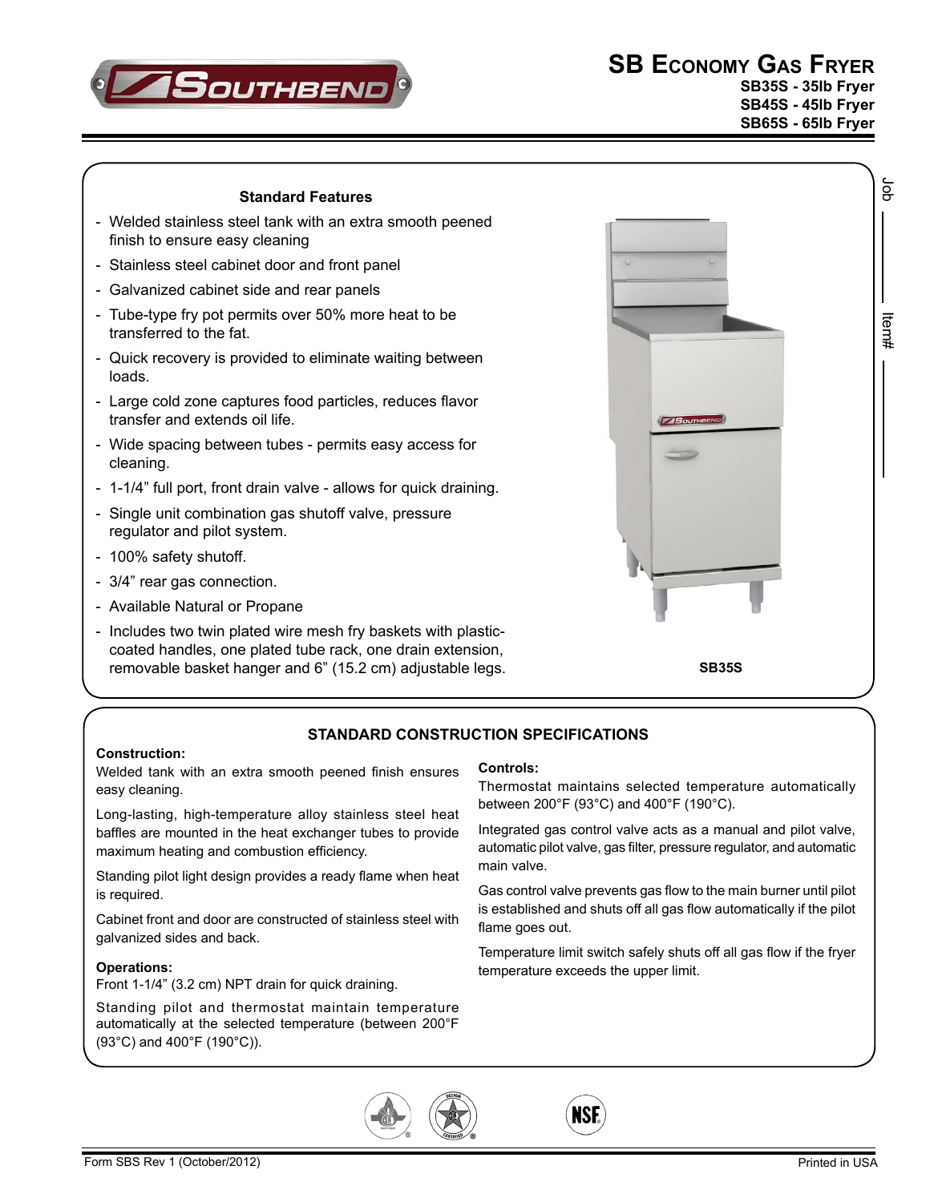# SB Economy Gas Fryer

**SB35S - 35lb Fryer**
**SB45S - 45lb Fryer**
**SB65S - 65lb Fryer**

Job ________ Item# ________

## Standard Features

- Welded stainless steel tank with an extra smooth peened finish to ensure easy cleaning
- Stainless steel cabinet door and front panel
- Galvanized cabinet side and rear panels
- Tube-type fry pot permits over 50% more heat to be transferred to the fat.
- Quick recovery is provided to eliminate waiting between loads.
- Large cold zone captures food particles, reduces flavor transfer and extends oil life.
- Wide spacing between tubes - permits easy access for cleaning.
- 1-1/4" full port, front drain valve - allows for quick draining.
- Single unit combination gas shutoff valve, pressure regulator and pilot system.
- 100% safety shutoff.
- 3/4" rear gas connection.
- Available Natural or Propane
- Includes two twin plated wire mesh fry baskets with plastic-coated handles, one plated tube rack, one drain extension, removable basket hanger and 6" (15.2 cm) adjustable legs.

SB35S

## STANDARD CONSTRUCTION SPECIFICATIONS

**Construction:**

Welded tank with an extra smooth peened finish ensures easy cleaning.

Long-lasting, high-temperature alloy stainless steel heat baffles are mounted in the heat exchanger tubes to provide maximum heating and combustion efficiency.

Standing pilot light design provides a ready flame when heat is required.

Cabinet front and door are constructed of stainless steel with galvanized sides and back.

**Operations:**

Front 1-1/4" (3.2 cm) NPT drain for quick draining.

Standing pilot and thermostat maintain temperature automatically at the selected temperature (between 200°F (93°C) and 400°F (190°C)).

**Controls:**

Thermostat maintains selected temperature automatically between 200°F (93°C) and 400°F (190°C).

Integrated gas control valve acts as a manual and pilot valve, automatic pilot valve, gas filter, pressure regulator, and automatic main valve.

Gas control valve prevents gas flow to the main burner until pilot is established and shuts off all gas flow automatically if the pilot flame goes out.

Temperature limit switch safely shuts off all gas flow if the fryer temperature exceeds the upper limit.

Form SBS Rev 1 (October/2012)

Printed in USA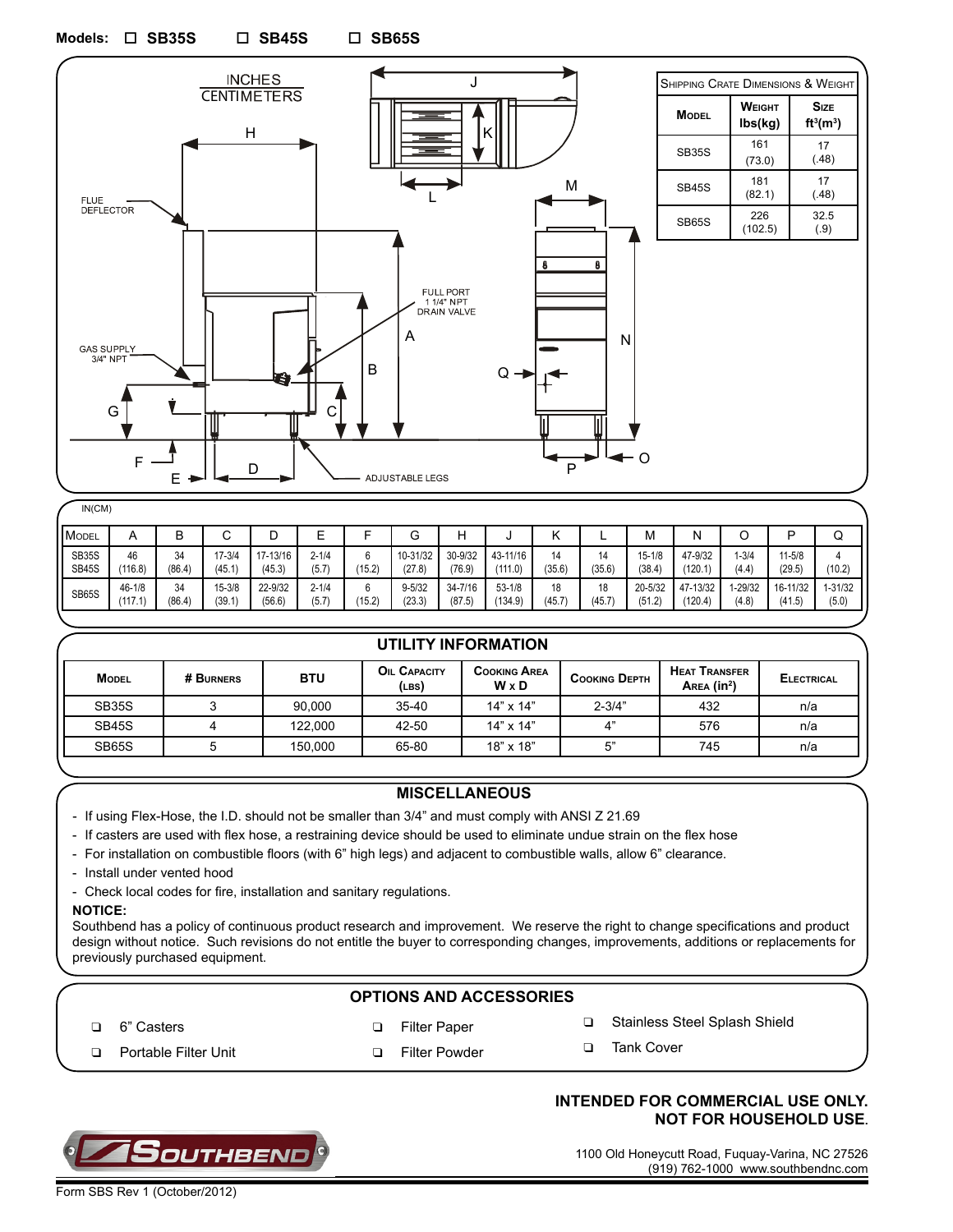Models: ☐ SB35S ☐ SB45S ☐ SB65S

INCHES
CENTIMETERS

FLUE DEFLECTOR

GAS SUPPLY 3/4" NPT

FULL PORT 1 1/4" NPT DRAIN VALVE

ADJUSTABLE LEGS

| Shipping Crate Dimensions & Weight | | |
|---|---|---|
| Model | Weight lbs(kg) | Size $ft^3(m^3)$ |
| SB35S | 161 (73.0) | 17 (.48) |
| SB45S | 181 (82.1) | 17 (.48) |
| SB65S | 226 (102.5) | 32.5 (.9) |

IN(CM)

| Model | A | B | C | D | E | F | G | H | J | K | L | M | N | O | P | Q |
|---|---|---|---|---|---|---|---|---|---|---|---|---|---|---|---|---|
| SB35S SB45S | 46 (116.8) | 34 (86.4) | 17-3/4 (45.1) | 17-13/16 (45.3) | 2-1/4 (5.7) | 6 (15.2) | 10-31/32 (27.8) | 30-9/32 (76.9) | 43-11/16 (111.0) | 14 (35.6) | 14 (35.6) | 15-1/8 (38.4) | 47-9/32 (120.1) | 1-3/4 (4.4) | 11-5/8 (29.5) | 4 (10.2) |
| SB65S | 46-1/8 (117.1) | 34 (86.4) | 15-3/8 (39.1) | 22-9/32 (56.6) | 2-1/4 (5.7) | 6 (15.2) | 9-5/32 (23.3) | 34-7/16 (87.5) | 53-1/8 (134.9) | 18 (45.7) | 18 (45.7) | 20-5/32 (51.2) | 47-13/32 (120.4) | 1-29/32 (4.8) | 16-11/32 (41.5) | 1-31/32 (5.0) |

## UTILITY INFORMATION

| Model | # Burners | BTU | Oil Capacity (lbs) | Cooking Area W x D | Cooking Depth | Heat Transfer Area ($in^2$) | Electrical |
|---|---|---|---|---|---|---|---|
| SB35S | 3 | 90,000 | 35-40 | 14" x 14" | 2-3/4" | 432 | n/a |
| SB45S | 4 | 122,000 | 42-50 | 14" x 14" | 4" | 576 | n/a |
| SB65S | 5 | 150,000 | 65-80 | 18" x 18" | 5" | 745 | n/a |

## MISCELLANEOUS

- If using Flex-Hose, the I.D. should not be smaller than 3/4" and must comply with ANSI Z 21.69
- If casters are used with flex hose, a restraining device should be used to eliminate undue strain on the flex hose
- For installation on combustible floors (with 6" high legs) and adjacent to combustible walls, allow 6" clearance.
- Install under vented hood
- Check local codes for fire, installation and sanitary regulations.

**NOTICE:**
Southbend has a policy of continuous product research and improvement. We reserve the right to change specifications and product design without notice. Such revisions do not entitle the buyer to corresponding changes, improvements, additions or replacements for previously purchased equipment.

## OPTIONS AND ACCESSORIES

- ❑ 6" Casters
- ❑ Portable Filter Unit
- ❑ Filter Paper
- ❑ Filter Powder
- ❑ Stainless Steel Splash Shield
- ❑ Tank Cover

**INTENDED FOR COMMERCIAL USE ONLY.**
**NOT FOR HOUSEHOLD USE.**

SOUTHBEND

1100 Old Honeycutt Road, Fuquay-Varina, NC 27526
(919) 762-1000 www.southbendnc.com

Form SBS Rev 1 (October/2012)